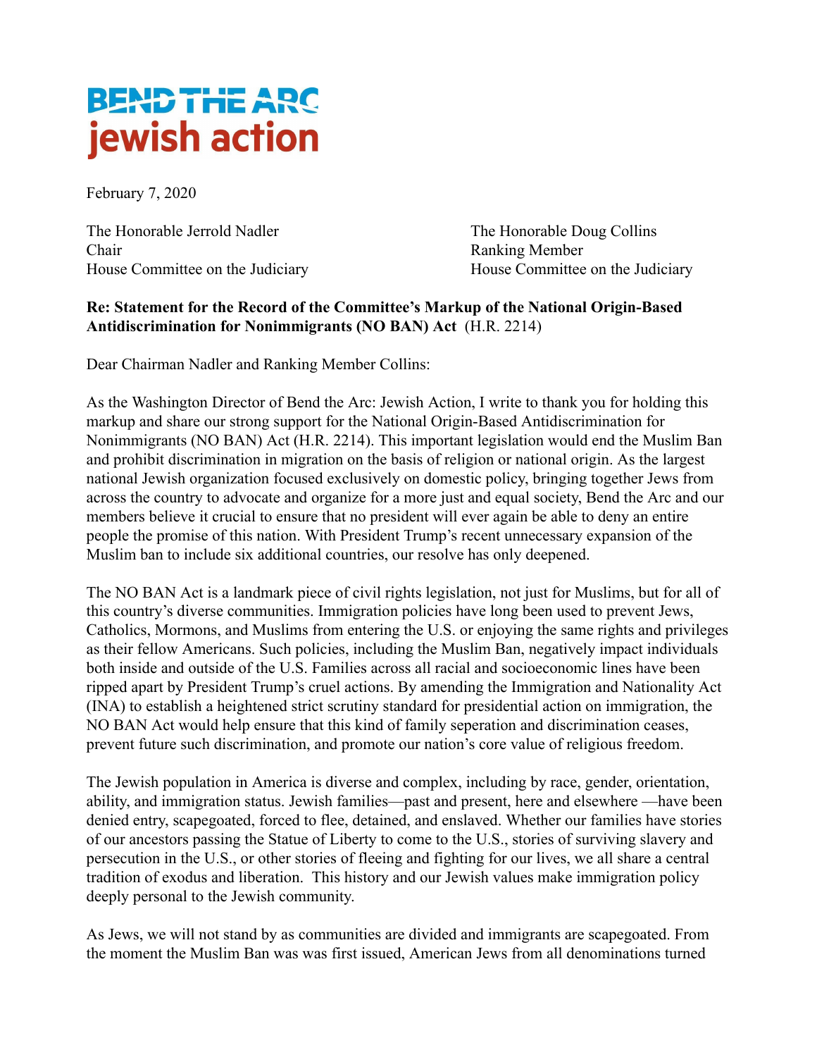**BEND THE ARC**
**jewish action**

February 7, 2020

The Honorable Jerrold Nadler
Chair
House Committee on the Judiciary

The Honorable Doug Collins
Ranking Member
House Committee on the Judiciary

**Re: Statement for the Record of the Committee's Markup of the National Origin-Based Antidiscrimination for Nonimmigrants (NO BAN) Act** (H.R. 2214)

Dear Chairman Nadler and Ranking Member Collins:

As the Washington Director of Bend the Arc: Jewish Action, I write to thank you for holding this markup and share our strong support for the National Origin-Based Antidiscrimination for Nonimmigrants (NO BAN) Act (H.R. 2214). This important legislation would end the Muslim Ban and prohibit discrimination in migration on the basis of religion or national origin. As the largest national Jewish organization focused exclusively on domestic policy, bringing together Jews from across the country to advocate and organize for a more just and equal society, Bend the Arc and our members believe it crucial to ensure that no president will ever again be able to deny an entire people the promise of this nation. With President Trump's recent unnecessary expansion of the Muslim ban to include six additional countries, our resolve has only deepened.

The NO BAN Act is a landmark piece of civil rights legislation, not just for Muslims, but for all of this country's diverse communities. Immigration policies have long been used to prevent Jews, Catholics, Mormons, and Muslims from entering the U.S. or enjoying the same rights and privileges as their fellow Americans. Such policies, including the Muslim Ban, negatively impact individuals both inside and outside of the U.S. Families across all racial and socioeconomic lines have been ripped apart by President Trump's cruel actions. By amending the Immigration and Nationality Act (INA) to establish a heightened strict scrutiny standard for presidential action on immigration, the NO BAN Act would help ensure that this kind of family seperation and discrimination ceases, prevent future such discrimination, and promote our nation's core value of religious freedom.

The Jewish population in America is diverse and complex, including by race, gender, orientation, ability, and immigration status. Jewish families—past and present, here and elsewhere —have been denied entry, scapegoated, forced to flee, detained, and enslaved. Whether our families have stories of our ancestors passing the Statue of Liberty to come to the U.S., stories of surviving slavery and persecution in the U.S., or other stories of fleeing and fighting for our lives, we all share a central tradition of exodus and liberation. This history and our Jewish values make immigration policy deeply personal to the Jewish community.

As Jews, we will not stand by as communities are divided and immigrants are scapegoated. From the moment the Muslim Ban was was first issued, American Jews from all denominations turned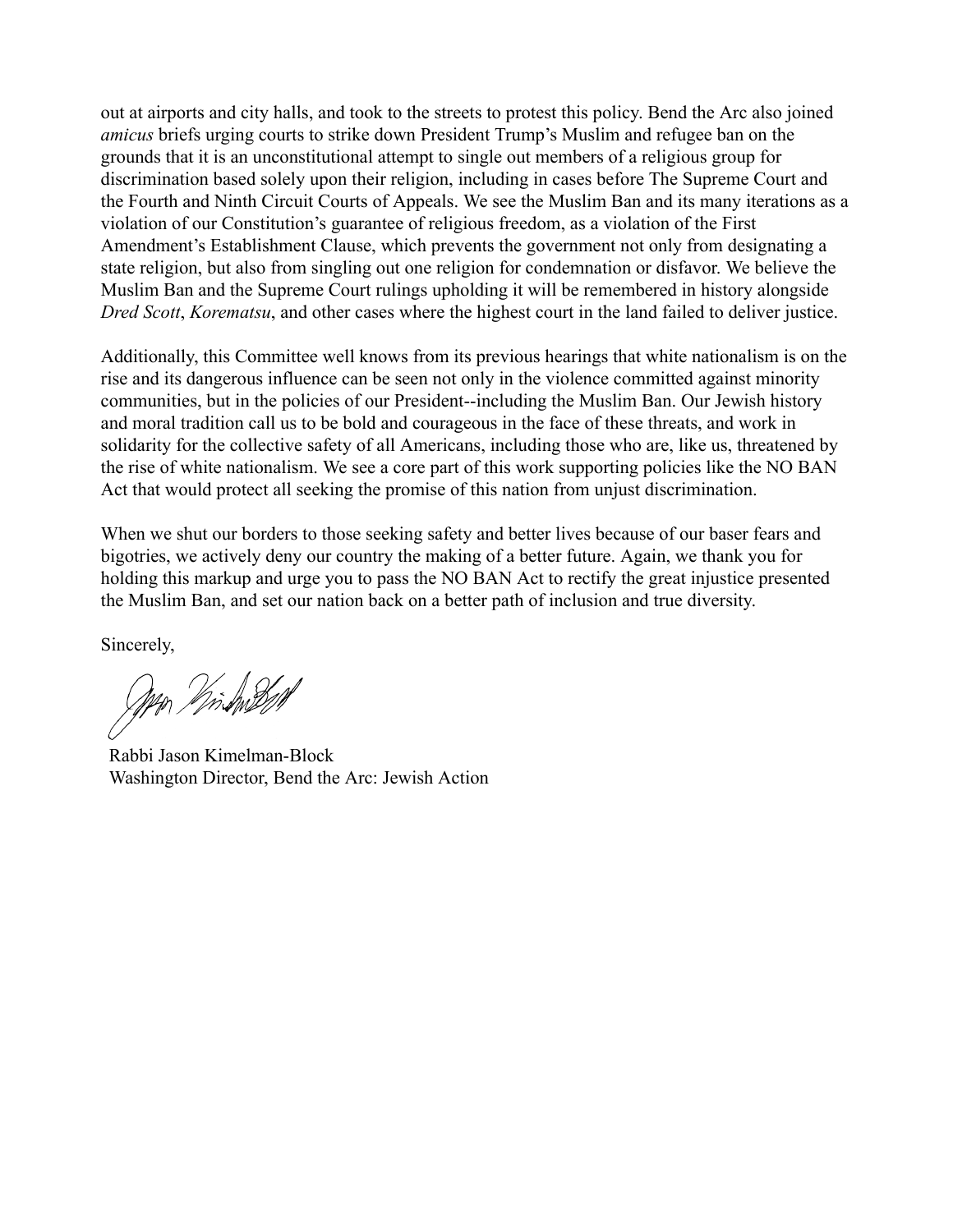out at airports and city halls, and took to the streets to protest this policy. Bend the Arc also joined *amicus* briefs urging courts to strike down President Trump's Muslim and refugee ban on the grounds that it is an unconstitutional attempt to single out members of a religious group for discrimination based solely upon their religion, including in cases before The Supreme Court and the Fourth and Ninth Circuit Courts of Appeals. We see the Muslim Ban and its many iterations as a violation of our Constitution's guarantee of religious freedom, as a violation of the First Amendment's Establishment Clause, which prevents the government not only from designating a state religion, but also from singling out one religion for condemnation or disfavor. We believe the Muslim Ban and the Supreme Court rulings upholding it will be remembered in history alongside *Dred Scott*, *Korematsu*, and other cases where the highest court in the land failed to deliver justice.

Additionally, this Committee well knows from its previous hearings that white nationalism is on the rise and its dangerous influence can be seen not only in the violence committed against minority communities, but in the policies of our President--including the Muslim Ban. Our Jewish history and moral tradition call us to be bold and courageous in the face of these threats, and work in solidarity for the collective safety of all Americans, including those who are, like us, threatened by the rise of white nationalism. We see a core part of this work supporting policies like the NO BAN Act that would protect all seeking the promise of this nation from unjust discrimination.

When we shut our borders to those seeking safety and better lives because of our baser fears and bigotries, we actively deny our country the making of a better future. Again, we thank you for holding this markup and urge you to pass the NO BAN Act to rectify the great injustice presented the Muslim Ban, and set our nation back on a better path of inclusion and true diversity.

Sincerely,

Rabbi Jason Kimelman-Block
Washington Director, Bend the Arc: Jewish Action